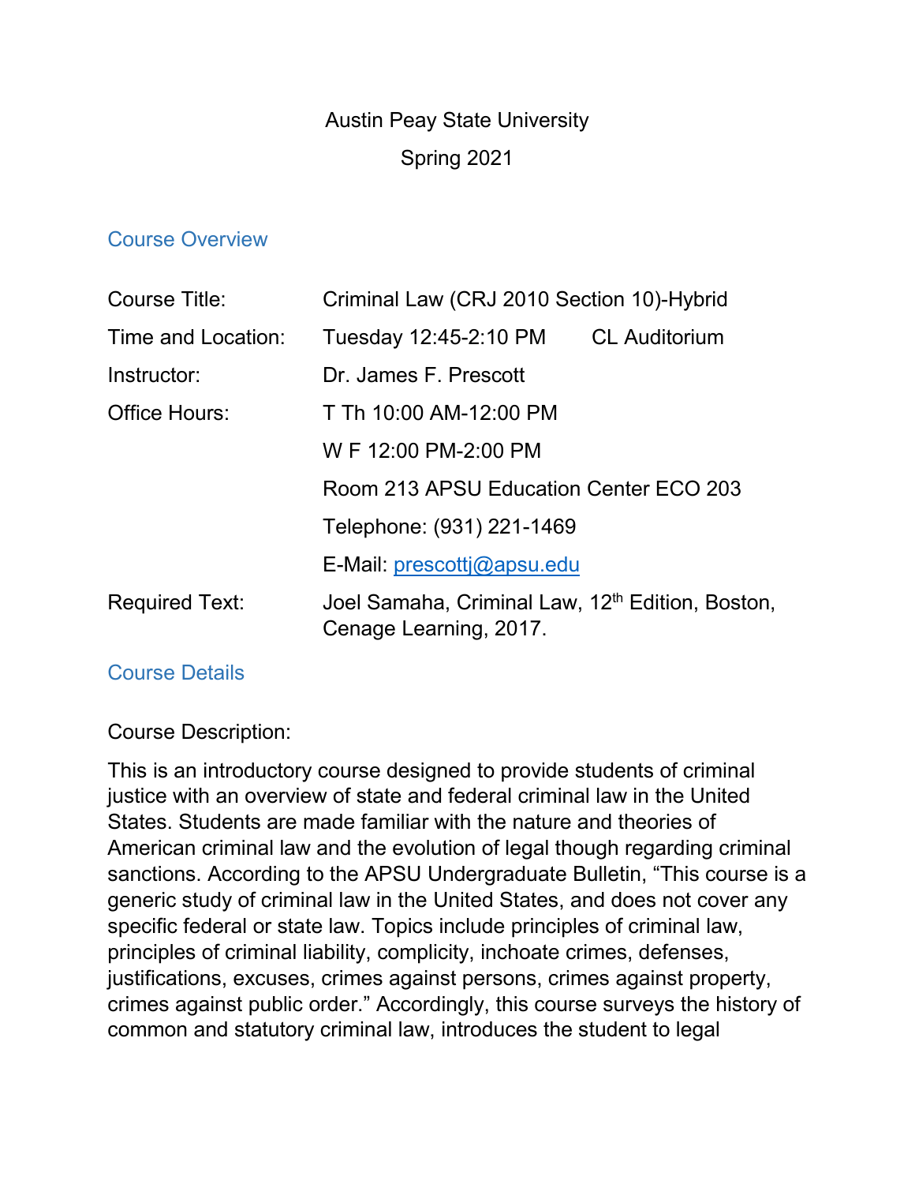Austin Peay State University

Spring 2021

## Course Overview

| | |
|---|---|
| Course Title: | Criminal Law (CRJ 2010 Section 10)-Hybrid |
| Time and Location: | Tuesday 12:45-2:10 PM CL Auditorium |
| Instructor: | Dr. James F. Prescott |
| Office Hours: | T Th 10:00 AM-12:00 PM |
| | W F 12:00 PM-2:00 PM |
| | Room 213 APSU Education Center ECO 203 |
| | Telephone: (931) 221-1469 |
| | E-Mail: prescottj@apsu.edu |
| Required Text: | Joel Samaha, Criminal Law, 12th Edition, Boston, Cenage Learning, 2017. |

## Course Details

Course Description:

This is an introductory course designed to provide students of criminal justice with an overview of state and federal criminal law in the United States. Students are made familiar with the nature and theories of American criminal law and the evolution of legal though regarding criminal sanctions. According to the APSU Undergraduate Bulletin, "This course is a generic study of criminal law in the United States, and does not cover any specific federal or state law. Topics include principles of criminal law, principles of criminal liability, complicity, inchoate crimes, defenses, justifications, excuses, crimes against persons, crimes against property, crimes against public order." Accordingly, this course surveys the history of common and statutory criminal law, introduces the student to legal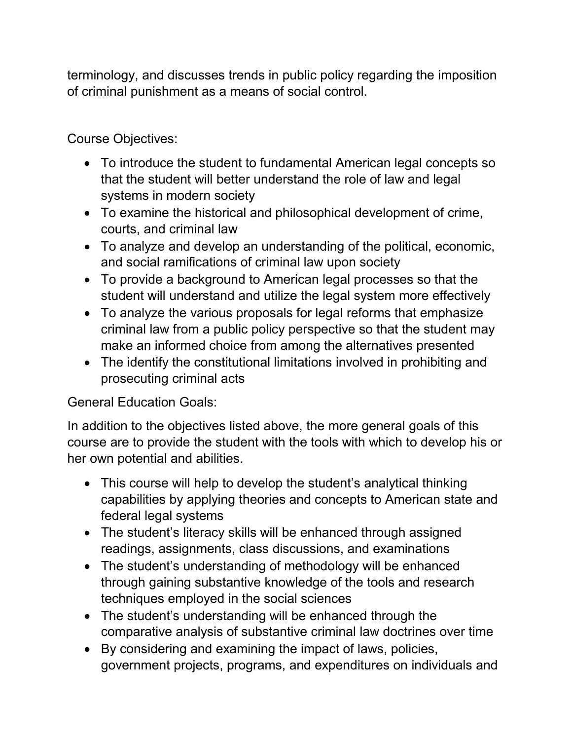terminology, and discusses trends in public policy regarding the imposition of criminal punishment as a means of social control.

Course Objectives:

- To introduce the student to fundamental American legal concepts so that the student will better understand the role of law and legal systems in modern society
- To examine the historical and philosophical development of crime, courts, and criminal law
- To analyze and develop an understanding of the political, economic, and social ramifications of criminal law upon society
- To provide a background to American legal processes so that the student will understand and utilize the legal system more effectively
- To analyze the various proposals for legal reforms that emphasize criminal law from a public policy perspective so that the student may make an informed choice from among the alternatives presented
- The identify the constitutional limitations involved in prohibiting and prosecuting criminal acts

General Education Goals:

In addition to the objectives listed above, the more general goals of this course are to provide the student with the tools with which to develop his or her own potential and abilities.

- This course will help to develop the student's analytical thinking capabilities by applying theories and concepts to American state and federal legal systems
- The student's literacy skills will be enhanced through assigned readings, assignments, class discussions, and examinations
- The student's understanding of methodology will be enhanced through gaining substantive knowledge of the tools and research techniques employed in the social sciences
- The student's understanding will be enhanced through the comparative analysis of substantive criminal law doctrines over time
- By considering and examining the impact of laws, policies, government projects, programs, and expenditures on individuals and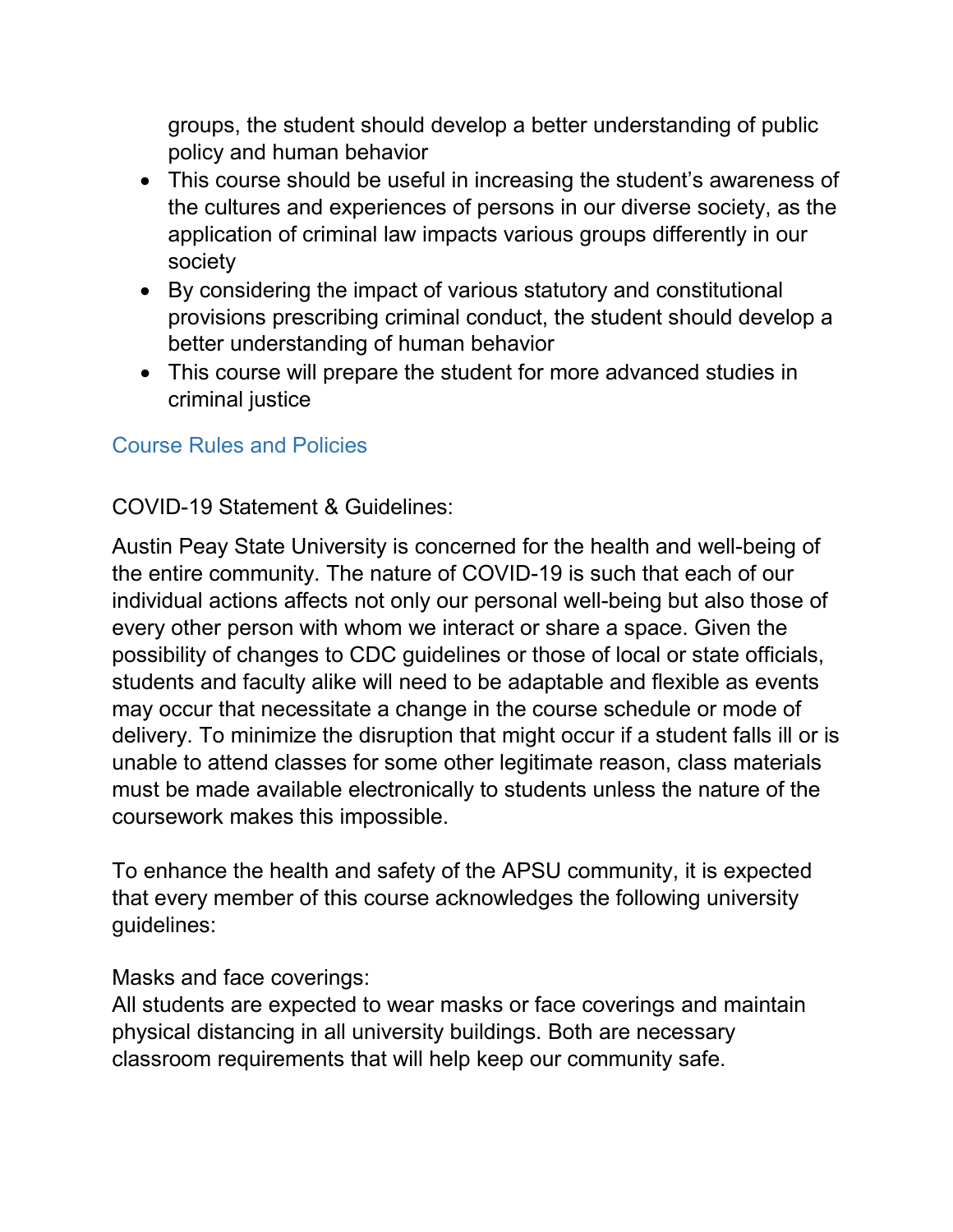groups, the student should develop a better understanding of public policy and human behavior

- This course should be useful in increasing the student's awareness of the cultures and experiences of persons in our diverse society, as the application of criminal law impacts various groups differently in our society
- By considering the impact of various statutory and constitutional provisions prescribing criminal conduct, the student should develop a better understanding of human behavior
- This course will prepare the student for more advanced studies in criminal justice

## Course Rules and Policies

COVID-19 Statement & Guidelines:

Austin Peay State University is concerned for the health and well-being of the entire community. The nature of COVID-19 is such that each of our individual actions affects not only our personal well-being but also those of every other person with whom we interact or share a space. Given the possibility of changes to CDC guidelines or those of local or state officials, students and faculty alike will need to be adaptable and flexible as events may occur that necessitate a change in the course schedule or mode of delivery. To minimize the disruption that might occur if a student falls ill or is unable to attend classes for some other legitimate reason, class materials must be made available electronically to students unless the nature of the coursework makes this impossible.

To enhance the health and safety of the APSU community, it is expected that every member of this course acknowledges the following university guidelines:

Masks and face coverings:
All students are expected to wear masks or face coverings and maintain physical distancing in all university buildings. Both are necessary classroom requirements that will help keep our community safe.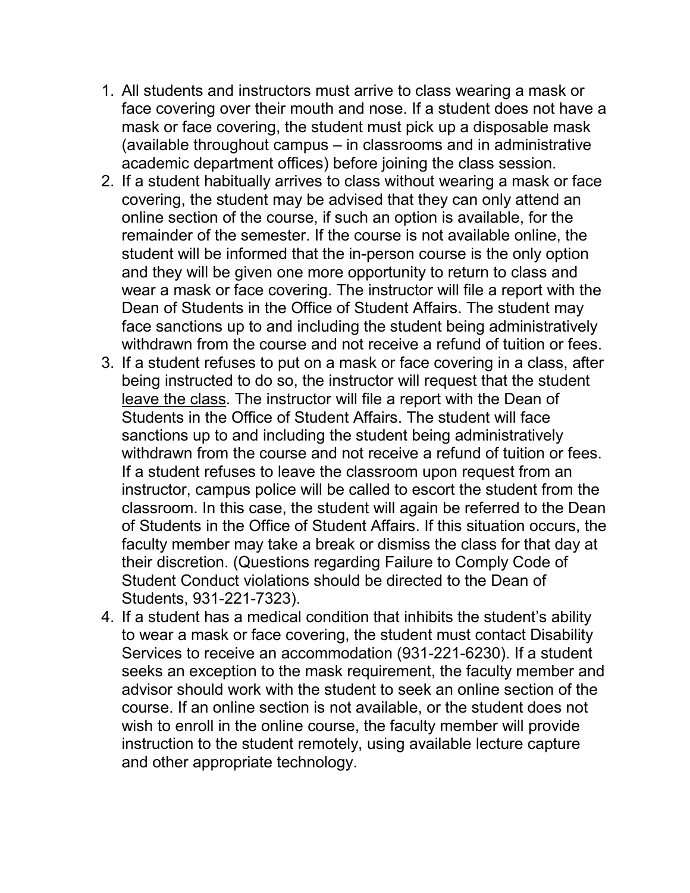1. All students and instructors must arrive to class wearing a mask or face covering over their mouth and nose. If a student does not have a mask or face covering, the student must pick up a disposable mask (available throughout campus – in classrooms and in administrative academic department offices) before joining the class session.
2. If a student habitually arrives to class without wearing a mask or face covering, the student may be advised that they can only attend an online section of the course, if such an option is available, for the remainder of the semester. If the course is not available online, the student will be informed that the in-person course is the only option and they will be given one more opportunity to return to class and wear a mask or face covering. The instructor will file a report with the Dean of Students in the Office of Student Affairs. The student may face sanctions up to and including the student being administratively withdrawn from the course and not receive a refund of tuition or fees.
3. If a student refuses to put on a mask or face covering in a class, after being instructed to do so, the instructor will request that the student <u>leave the class</u>. The instructor will file a report with the Dean of Students in the Office of Student Affairs. The student will face sanctions up to and including the student being administratively withdrawn from the course and not receive a refund of tuition or fees. If a student refuses to leave the classroom upon request from an instructor, campus police will be called to escort the student from the classroom. In this case, the student will again be referred to the Dean of Students in the Office of Student Affairs. If this situation occurs, the faculty member may take a break or dismiss the class for that day at their discretion. (Questions regarding Failure to Comply Code of Student Conduct violations should be directed to the Dean of Students, 931-221-7323).
4. If a student has a medical condition that inhibits the student's ability to wear a mask or face covering, the student must contact Disability Services to receive an accommodation (931-221-6230). If a student seeks an exception to the mask requirement, the faculty member and advisor should work with the student to seek an online section of the course. If an online section is not available, or the student does not wish to enroll in the online course, the faculty member will provide instruction to the student remotely, using available lecture capture and other appropriate technology.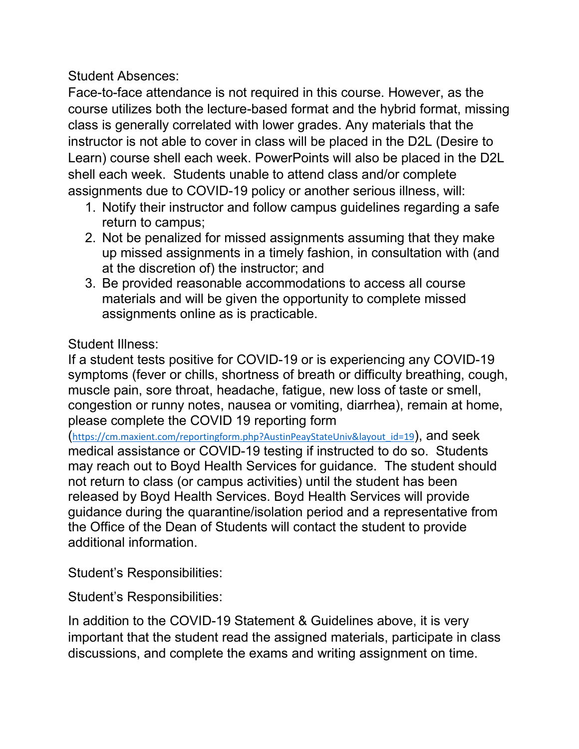Student Absences:

Face-to-face attendance is not required in this course. However, as the course utilizes both the lecture-based format and the hybrid format, missing class is generally correlated with lower grades. Any materials that the instructor is not able to cover in class will be placed in the D2L (Desire to Learn) course shell each week. PowerPoints will also be placed in the D2L shell each week. Students unable to attend class and/or complete assignments due to COVID-19 policy or another serious illness, will:

1. Notify their instructor and follow campus guidelines regarding a safe return to campus;
2. Not be penalized for missed assignments assuming that they make up missed assignments in a timely fashion, in consultation with (and at the discretion of) the instructor; and
3. Be provided reasonable accommodations to access all course materials and will be given the opportunity to complete missed assignments online as is practicable.

Student Illness:

If a student tests positive for COVID-19 or is experiencing any COVID-19 symptoms (fever or chills, shortness of breath or difficulty breathing, cough, muscle pain, sore throat, headache, fatigue, new loss of taste or smell, congestion or runny notes, nausea or vomiting, diarrhea), remain at home, please complete the COVID 19 reporting form (https://cm.maxient.com/reportingform.php?AustinPeayStateUniv&layout_id=19), and seek medical assistance or COVID-19 testing if instructed to do so. Students may reach out to Boyd Health Services for guidance. The student should not return to class (or campus activities) until the student has been released by Boyd Health Services. Boyd Health Services will provide guidance during the quarantine/isolation period and a representative from the Office of the Dean of Students will contact the student to provide additional information.

Student's Responsibilities:

Student's Responsibilities:

In addition to the COVID-19 Statement & Guidelines above, it is very important that the student read the assigned materials, participate in class discussions, and complete the exams and writing assignment on time.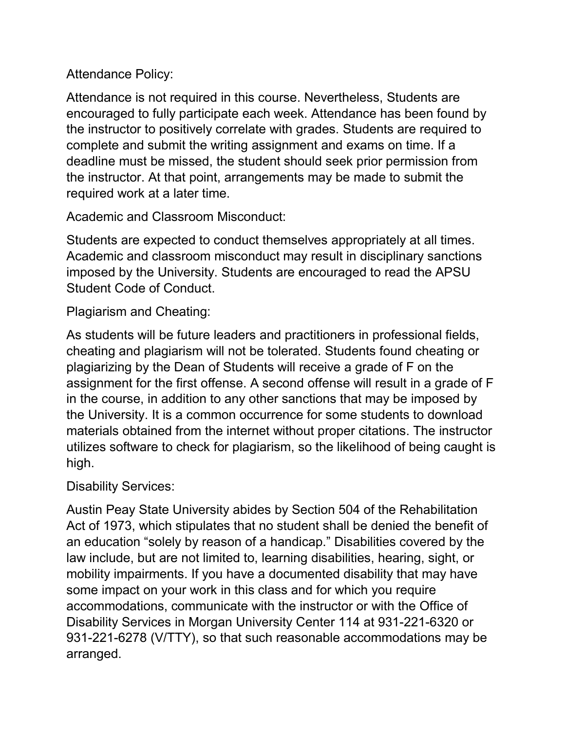Attendance Policy:

Attendance is not required in this course. Nevertheless, Students are encouraged to fully participate each week. Attendance has been found by the instructor to positively correlate with grades. Students are required to complete and submit the writing assignment and exams on time. If a deadline must be missed, the student should seek prior permission from the instructor. At that point, arrangements may be made to submit the required work at a later time.

Academic and Classroom Misconduct:

Students are expected to conduct themselves appropriately at all times. Academic and classroom misconduct may result in disciplinary sanctions imposed by the University. Students are encouraged to read the APSU Student Code of Conduct.

Plagiarism and Cheating:

As students will be future leaders and practitioners in professional fields, cheating and plagiarism will not be tolerated. Students found cheating or plagiarizing by the Dean of Students will receive a grade of F on the assignment for the first offense. A second offense will result in a grade of F in the course, in addition to any other sanctions that may be imposed by the University. It is a common occurrence for some students to download materials obtained from the internet without proper citations. The instructor utilizes software to check for plagiarism, so the likelihood of being caught is high.

Disability Services:

Austin Peay State University abides by Section 504 of the Rehabilitation Act of 1973, which stipulates that no student shall be denied the benefit of an education "solely by reason of a handicap." Disabilities covered by the law include, but are not limited to, learning disabilities, hearing, sight, or mobility impairments. If you have a documented disability that may have some impact on your work in this class and for which you require accommodations, communicate with the instructor or with the Office of Disability Services in Morgan University Center 114 at 931-221-6320 or 931-221-6278 (V/TTY), so that such reasonable accommodations may be arranged.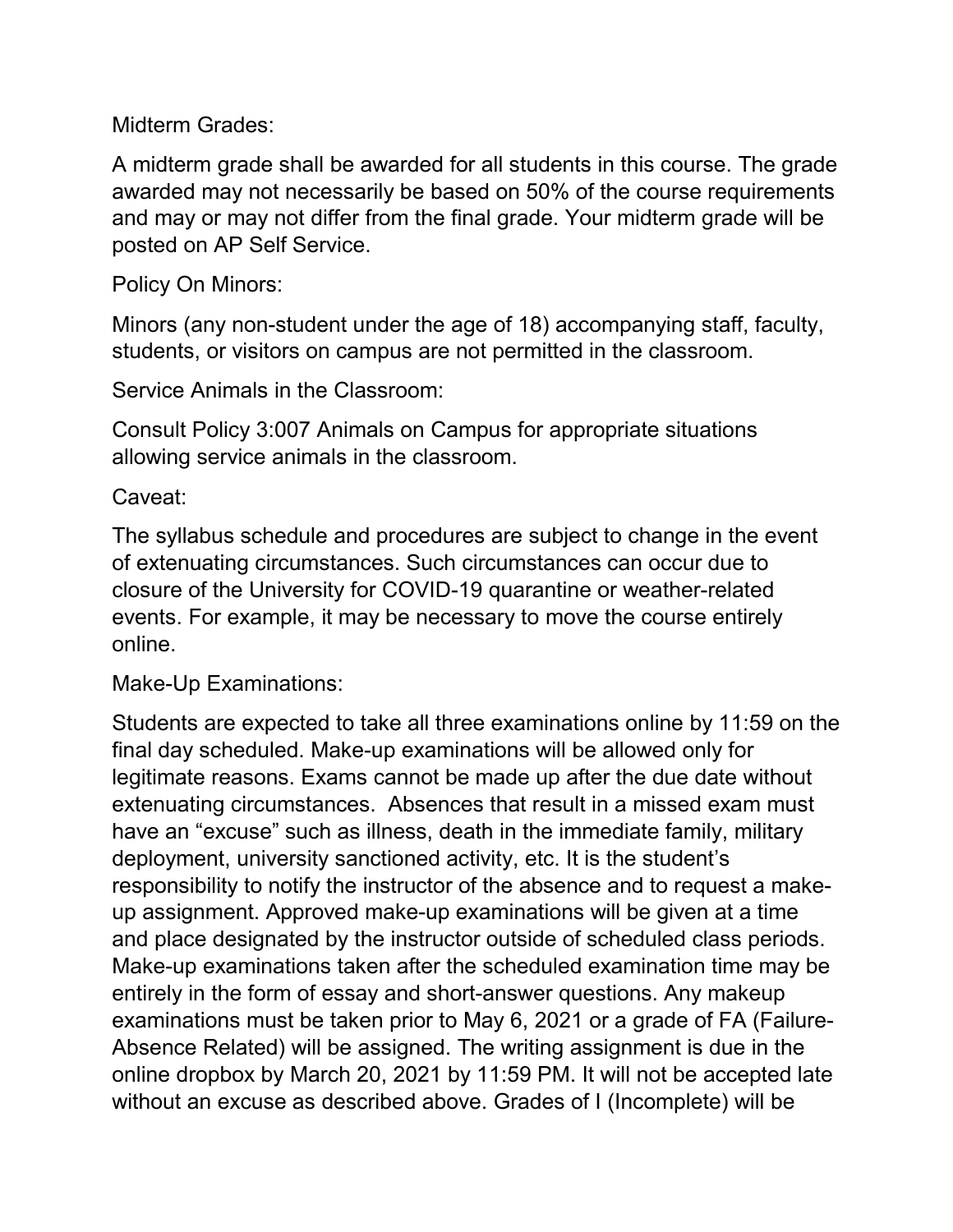Midterm Grades:

A midterm grade shall be awarded for all students in this course. The grade awarded may not necessarily be based on 50% of the course requirements and may or may not differ from the final grade. Your midterm grade will be posted on AP Self Service.

Policy On Minors:

Minors (any non-student under the age of 18) accompanying staff, faculty, students, or visitors on campus are not permitted in the classroom.

Service Animals in the Classroom:

Consult Policy 3:007 Animals on Campus for appropriate situations allowing service animals in the classroom.

Caveat:

The syllabus schedule and procedures are subject to change in the event of extenuating circumstances. Such circumstances can occur due to closure of the University for COVID-19 quarantine or weather-related events. For example, it may be necessary to move the course entirely online.

Make-Up Examinations:

Students are expected to take all three examinations online by 11:59 on the final day scheduled. Make-up examinations will be allowed only for legitimate reasons. Exams cannot be made up after the due date without extenuating circumstances. Absences that result in a missed exam must have an "excuse" such as illness, death in the immediate family, military deployment, university sanctioned activity, etc. It is the student's responsibility to notify the instructor of the absence and to request a make-up assignment. Approved make-up examinations will be given at a time and place designated by the instructor outside of scheduled class periods. Make-up examinations taken after the scheduled examination time may be entirely in the form of essay and short-answer questions. Any makeup examinations must be taken prior to May 6, 2021 or a grade of FA (Failure-Absence Related) will be assigned. The writing assignment is due in the online dropbox by March 20, 2021 by 11:59 PM. It will not be accepted late without an excuse as described above. Grades of I (Incomplete) will be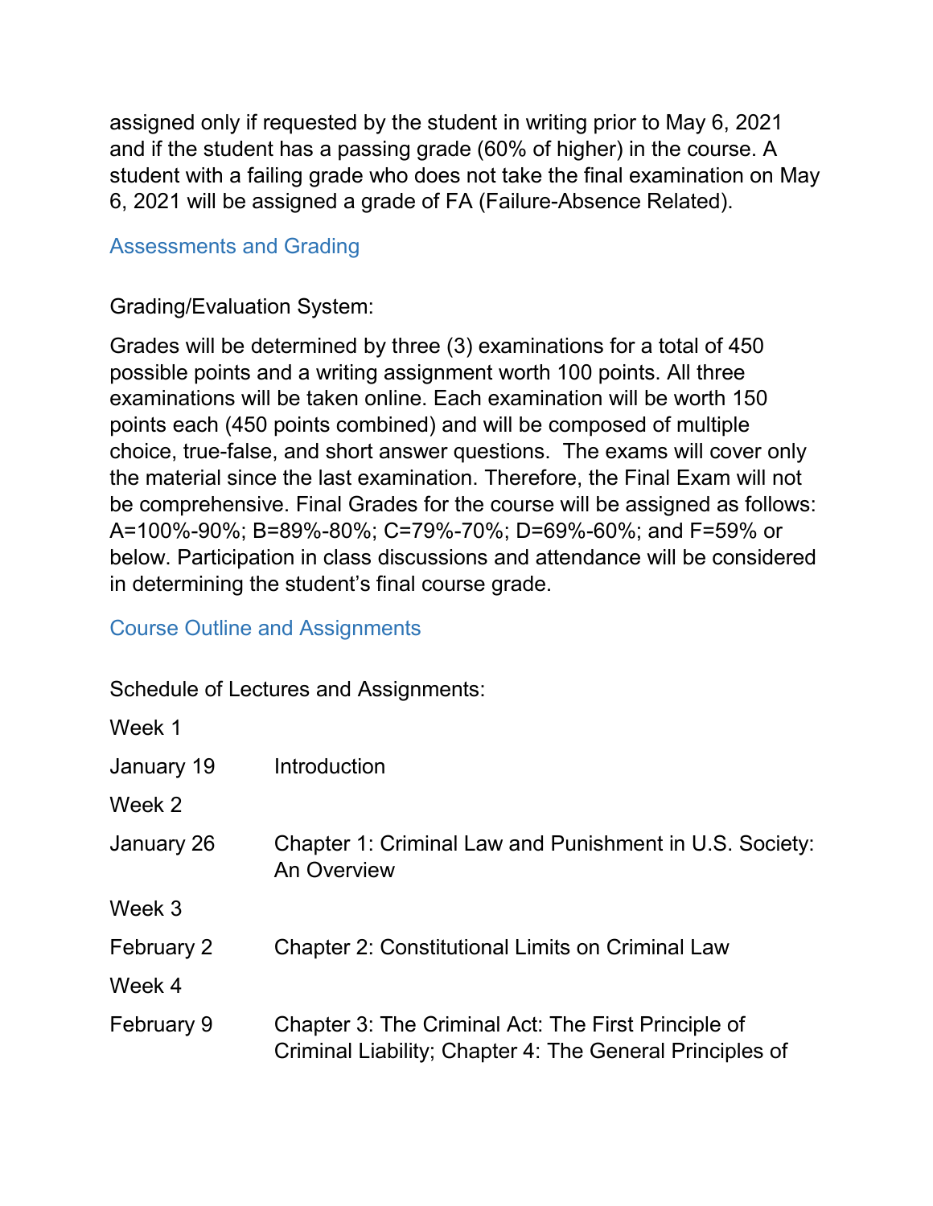assigned only if requested by the student in writing prior to May 6, 2021 and if the student has a passing grade (60% of higher) in the course. A student with a failing grade who does not take the final examination on May 6, 2021 will be assigned a grade of FA (Failure-Absence Related).

## Assessments and Grading

Grading/Evaluation System:

Grades will be determined by three (3) examinations for a total of 450 possible points and a writing assignment worth 100 points. All three examinations will be taken online. Each examination will be worth 150 points each (450 points combined) and will be composed of multiple choice, true-false, and short answer questions. The exams will cover only the material since the last examination. Therefore, the Final Exam will not be comprehensive. Final Grades for the course will be assigned as follows: A=100%-90%; B=89%-80%; C=79%-70%; D=69%-60%; and F=59% or below. Participation in class discussions and attendance will be considered in determining the student's final course grade.

## Course Outline and Assignments

Schedule of Lectures and Assignments:

Week 1

January 19 Introduction

Week 2

January 26 Chapter 1: Criminal Law and Punishment in U.S. Society: An Overview

Week 3

February 2 Chapter 2: Constitutional Limits on Criminal Law

Week 4

February 9 Chapter 3: The Criminal Act: The First Principle of Criminal Liability; Chapter 4: The General Principles of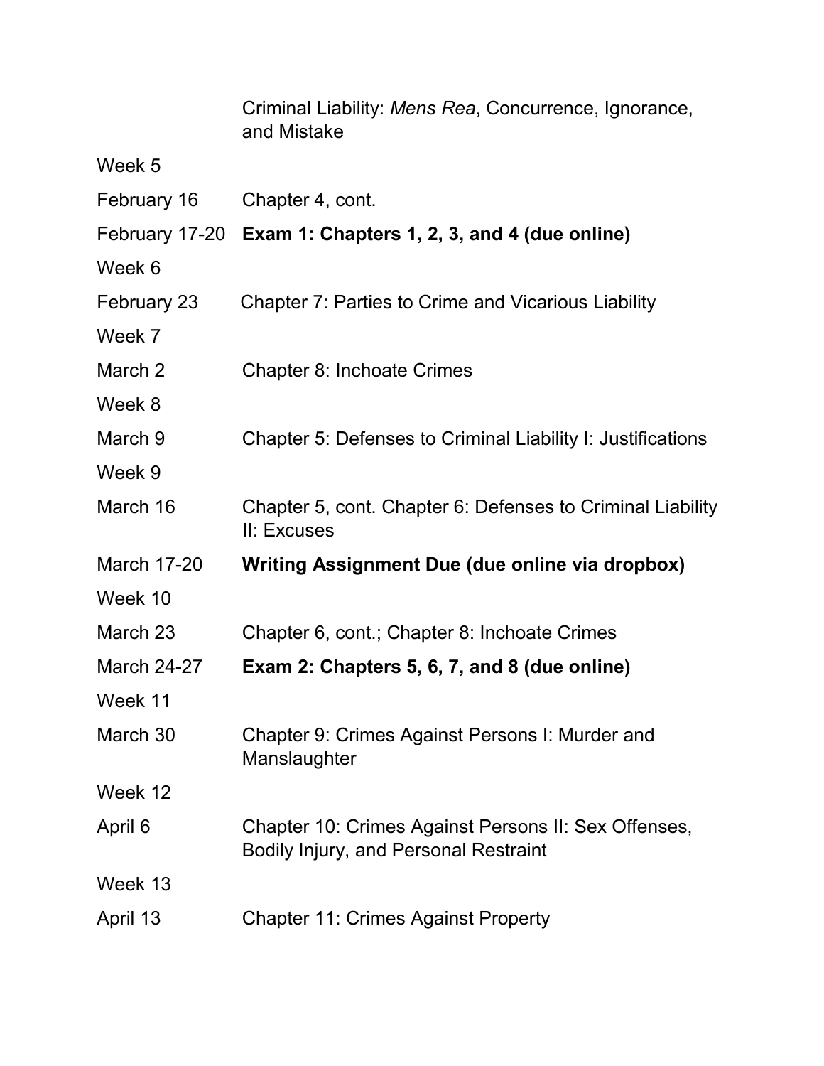| | |
|---|---|
| | Criminal Liability: *Mens Rea*, Concurrence, Ignorance, and Mistake |
| Week 5 | |
| February 16 | Chapter 4, cont. |
| February 17-20 | **Exam 1: Chapters 1, 2, 3, and 4 (due online)** |
| Week 6 | |
| February 23 | Chapter 7: Parties to Crime and Vicarious Liability |
| Week 7 | |
| March 2 | Chapter 8: Inchoate Crimes |
| Week 8 | |
| March 9 | Chapter 5: Defenses to Criminal Liability I: Justifications |
| Week 9 | |
| March 16 | Chapter 5, cont. Chapter 6: Defenses to Criminal Liability II: Excuses |
| March 17-20 | **Writing Assignment Due (due online via dropbox)** |
| Week 10 | |
| March 23 | Chapter 6, cont.; Chapter 8: Inchoate Crimes |
| March 24-27 | **Exam 2: Chapters 5, 6, 7, and 8 (due online)** |
| Week 11 | |
| March 30 | Chapter 9: Crimes Against Persons I: Murder and Manslaughter |
| Week 12 | |
| April 6 | Chapter 10: Crimes Against Persons II: Sex Offenses, Bodily Injury, and Personal Restraint |
| Week 13 | |
| April 13 | Chapter 11: Crimes Against Property |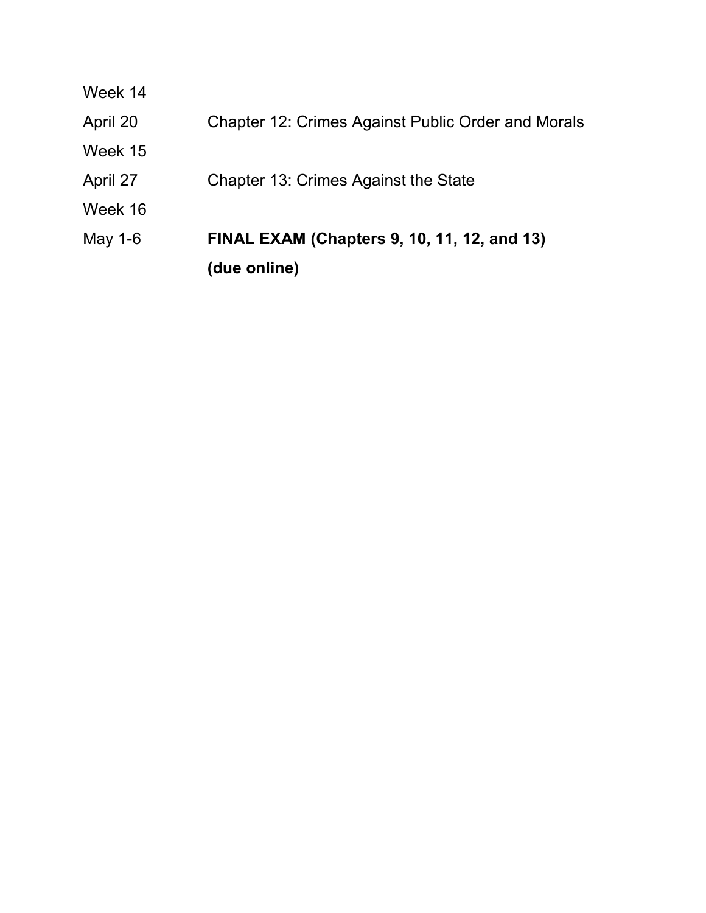Week 14

April 20 Chapter 12: Crimes Against Public Order and Morals

Week 15

April 27 Chapter 13: Crimes Against the State

Week 16

May 1-6 **FINAL EXAM (Chapters 9, 10, 11, 12, and 13) (due online)**